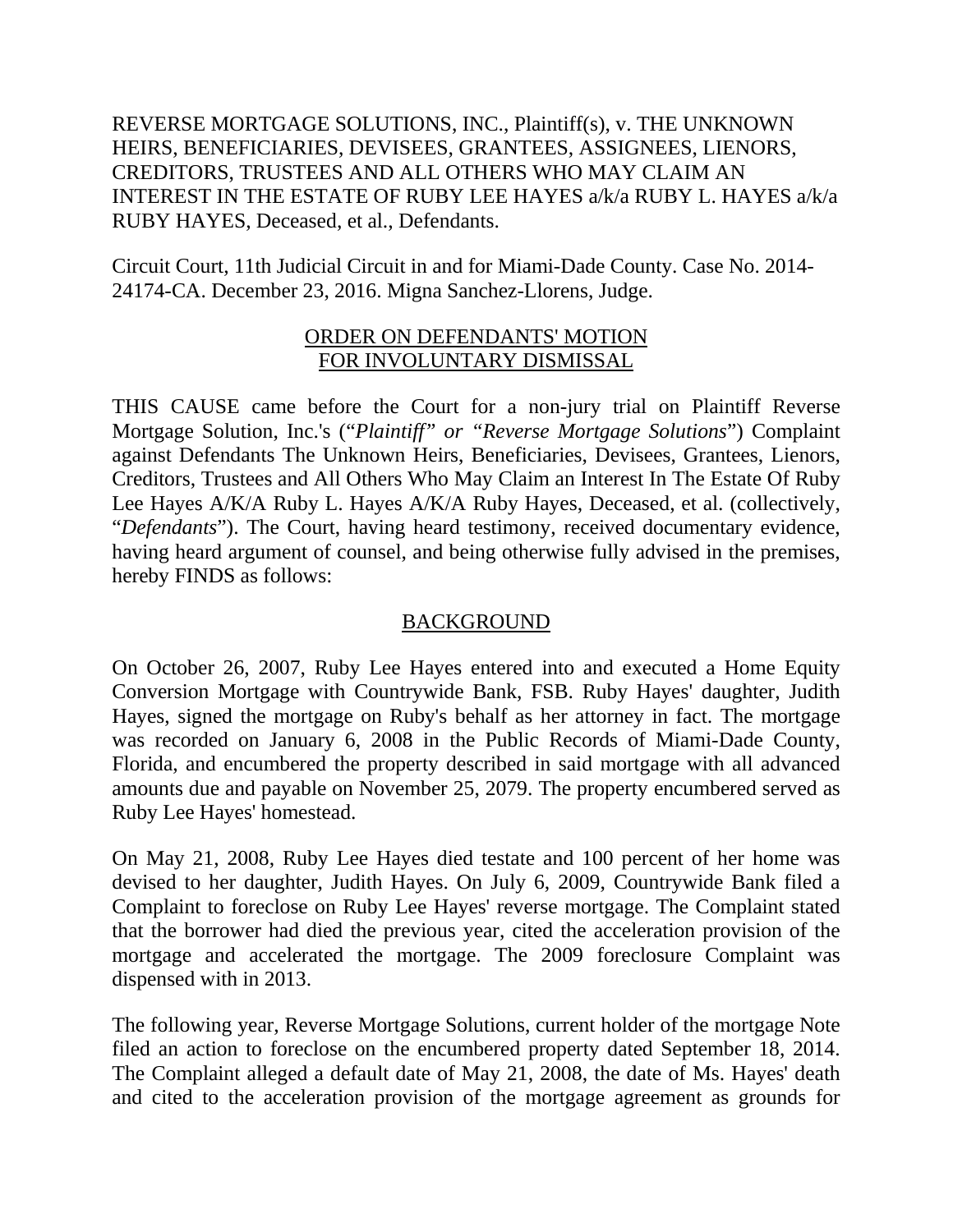REVERSE MORTGAGE SOLUTIONS, INC., Plaintiff(s), v. THE UNKNOWN HEIRS, BENEFICIARIES, DEVISEES, GRANTEES, ASSIGNEES, LIENORS, CREDITORS, TRUSTEES AND ALL OTHERS WHO MAY CLAIM AN INTEREST IN THE ESTATE OF RUBY LEE HAYES a/k/a RUBY L. HAYES a/k/a RUBY HAYES, Deceased, et al., Defendants.

Circuit Court, 11th Judicial Circuit in and for Miami-Dade County. Case No. 2014-24174-CA. December 23, 2016. Migna Sanchez-Llorens, Judge.

## ORDER ON DEFENDANTS' MOTION FOR INVOLUNTARY DISMISSAL

THIS CAUSE came before the Court for a non-jury trial on Plaintiff Reverse Mortgage Solution, Inc.'s (*"Plaintiff" or "Reverse Mortgage Solutions"*) Complaint against Defendants The Unknown Heirs, Beneficiaries, Devisees, Grantees, Lienors, Creditors, Trustees and All Others Who May Claim an Interest In The Estate Of Ruby Lee Hayes A/K/A Ruby L. Hayes A/K/A Ruby Hayes, Deceased, et al. (collectively, "*Defendants*"). The Court, having heard testimony, received documentary evidence, having heard argument of counsel, and being otherwise fully advised in the premises, hereby FINDS as follows:

## BACKGROUND

On October 26, 2007, Ruby Lee Hayes entered into and executed a Home Equity Conversion Mortgage with Countrywide Bank, FSB. Ruby Hayes' daughter, Judith Hayes, signed the mortgage on Ruby's behalf as her attorney in fact. The mortgage was recorded on January 6, 2008 in the Public Records of Miami-Dade County, Florida, and encumbered the property described in said mortgage with all advanced amounts due and payable on November 25, 2079. The property encumbered served as Ruby Lee Hayes' homestead.

On May 21, 2008, Ruby Lee Hayes died testate and 100 percent of her home was devised to her daughter, Judith Hayes. On July 6, 2009, Countrywide Bank filed a Complaint to foreclose on Ruby Lee Hayes' reverse mortgage. The Complaint stated that the borrower had died the previous year, cited the acceleration provision of the mortgage and accelerated the mortgage. The 2009 foreclosure Complaint was dispensed with in 2013.

The following year, Reverse Mortgage Solutions, current holder of the mortgage Note filed an action to foreclose on the encumbered property dated September 18, 2014. The Complaint alleged a default date of May 21, 2008, the date of Ms. Hayes' death and cited to the acceleration provision of the mortgage agreement as grounds for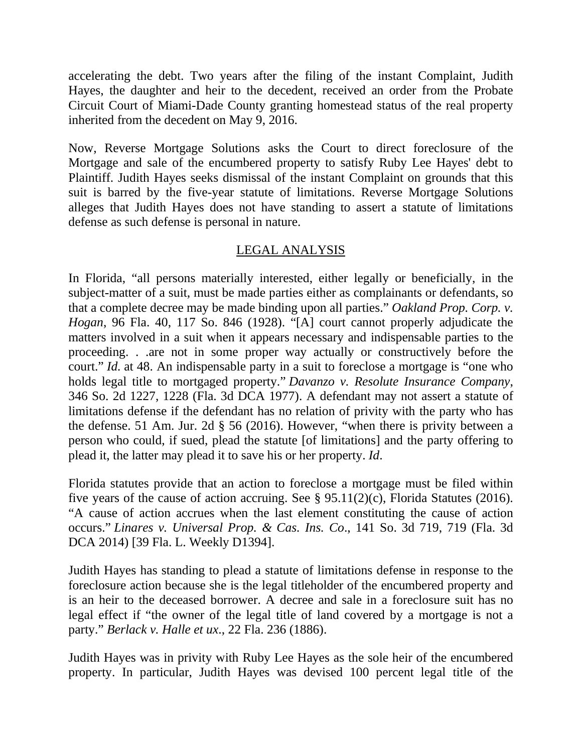accelerating the debt. Two years after the filing of the instant Complaint, Judith Hayes, the daughter and heir to the decedent, received an order from the Probate Circuit Court of Miami-Dade County granting homestead status of the real property inherited from the decedent on May 9, 2016.

Now, Reverse Mortgage Solutions asks the Court to direct foreclosure of the Mortgage and sale of the encumbered property to satisfy Ruby Lee Hayes' debt to Plaintiff. Judith Hayes seeks dismissal of the instant Complaint on grounds that this suit is barred by the five-year statute of limitations. Reverse Mortgage Solutions alleges that Judith Hayes does not have standing to assert a statute of limitations defense as such defense is personal in nature.

## LEGAL ANALYSIS

In Florida, "all persons materially interested, either legally or beneficially, in the subject-matter of a suit, must be made parties either as complainants or defendants, so that a complete decree may be made binding upon all parties." *Oakland Prop. Corp. v. Hogan*, 96 Fla. 40, 117 So. 846 (1928). "[A] court cannot properly adjudicate the matters involved in a suit when it appears necessary and indispensable parties to the proceeding. . .are not in some proper way actually or constructively before the court." *Id.* at 48. An indispensable party in a suit to foreclose a mortgage is "one who holds legal title to mortgaged property." *Davanzo v. Resolute Insurance Company*, 346 So. 2d 1227, 1228 (Fla. 3d DCA 1977). A defendant may not assert a statute of limitations defense if the defendant has no relation of privity with the party who has the defense. 51 Am. Jur. 2d § 56 (2016). However, "when there is privity between a person who could, if sued, plead the statute [of limitations] and the party offering to plead it, the latter may plead it to save his or her property. *Id*.

Florida statutes provide that an action to foreclose a mortgage must be filed within five years of the cause of action accruing. See § 95.11(2)(c), Florida Statutes (2016). "A cause of action accrues when the last element constituting the cause of action occurs." *Linares v. Universal Prop. & Cas. Ins. Co*., 141 So. 3d 719, 719 (Fla. 3d DCA 2014) [39 Fla. L. Weekly D1394].

Judith Hayes has standing to plead a statute of limitations defense in response to the foreclosure action because she is the legal titleholder of the encumbered property and is an heir to the deceased borrower. A decree and sale in a foreclosure suit has no legal effect if "the owner of the legal title of land covered by a mortgage is not a party." *Berlack v. Halle et ux*., 22 Fla. 236 (1886).

Judith Hayes was in privity with Ruby Lee Hayes as the sole heir of the encumbered property. In particular, Judith Hayes was devised 100 percent legal title of the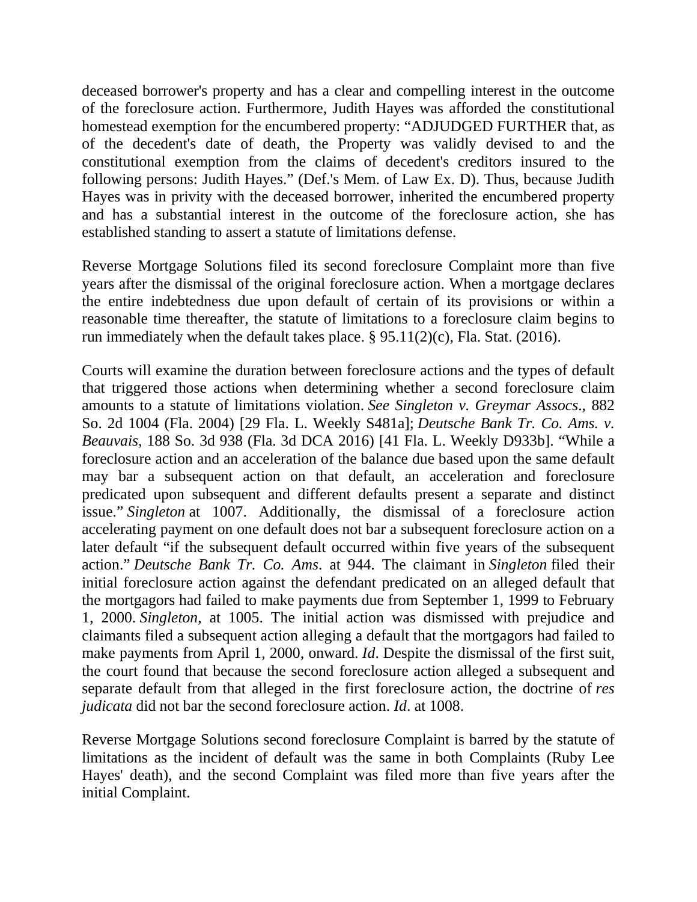deceased borrower's property and has a clear and compelling interest in the outcome of the foreclosure action. Furthermore, Judith Hayes was afforded the constitutional homestead exemption for the encumbered property: "ADJUDGED FURTHER that, as of the decedent's date of death, the Property was validly devised to and the constitutional exemption from the claims of decedent's creditors insured to the following persons: Judith Hayes." (Def.'s Mem. of Law Ex. D). Thus, because Judith Hayes was in privity with the deceased borrower, inherited the encumbered property and has a substantial interest in the outcome of the foreclosure action, she has established standing to assert a statute of limitations defense.

Reverse Mortgage Solutions filed its second foreclosure Complaint more than five years after the dismissal of the original foreclosure action. When a mortgage declares the entire indebtedness due upon default of certain of its provisions or within a reasonable time thereafter, the statute of limitations to a foreclosure claim begins to run immediately when the default takes place. § 95.11(2)(c), Fla. Stat. (2016).

Courts will examine the duration between foreclosure actions and the types of default that triggered those actions when determining whether a second foreclosure claim amounts to a statute of limitations violation. *See Singleton v. Greymar Assocs*., 882 So. 2d 1004 (Fla. 2004) [29 Fla. L. Weekly S481a]; *Deutsche Bank Tr. Co. Ams. v. Beauvais*, 188 So. 3d 938 (Fla. 3d DCA 2016) [41 Fla. L. Weekly D933b]. "While a foreclosure action and an acceleration of the balance due based upon the same default may bar a subsequent action on that default, an acceleration and foreclosure predicated upon subsequent and different defaults present a separate and distinct issue." *Singleton* at 1007. Additionally, the dismissal of a foreclosure action accelerating payment on one default does not bar a subsequent foreclosure action on a later default "if the subsequent default occurred within five years of the subsequent action." *Deutsche Bank Tr. Co. Ams*. at 944. The claimant in *Singleton* filed their initial foreclosure action against the defendant predicated on an alleged default that the mortgagors had failed to make payments due from September 1, 1999 to February 1, 2000. *Singleton*, at 1005. The initial action was dismissed with prejudice and claimants filed a subsequent action alleging a default that the mortgagors had failed to make payments from April 1, 2000, onward. *Id*. Despite the dismissal of the first suit, the court found that because the second foreclosure action alleged a subsequent and separate default from that alleged in the first foreclosure action, the doctrine of *res judicata* did not bar the second foreclosure action. *Id*. at 1008.

Reverse Mortgage Solutions second foreclosure Complaint is barred by the statute of limitations as the incident of default was the same in both Complaints (Ruby Lee Hayes' death), and the second Complaint was filed more than five years after the initial Complaint.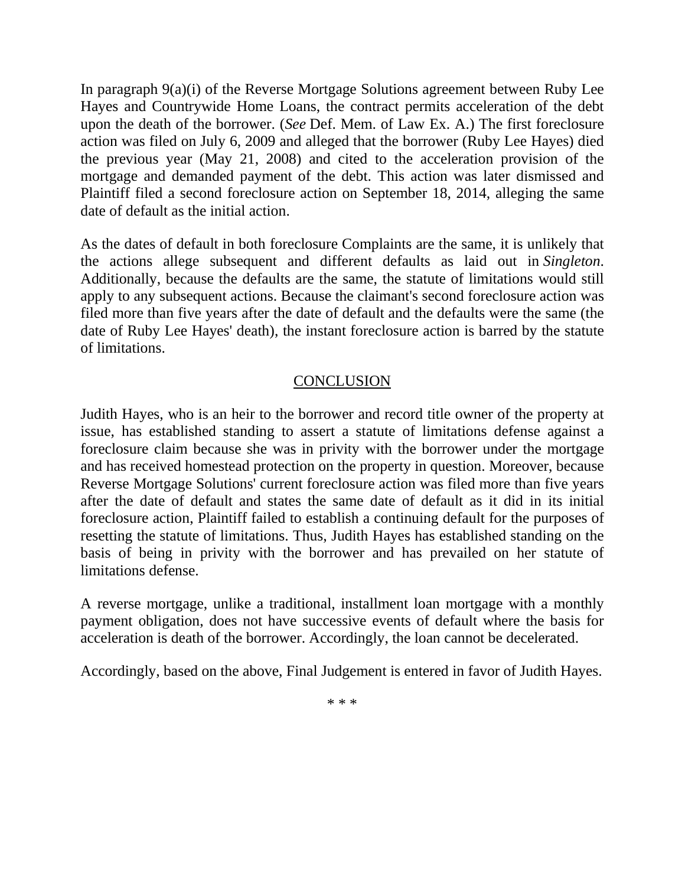In paragraph 9(a)(i) of the Reverse Mortgage Solutions agreement between Ruby Lee Hayes and Countrywide Home Loans, the contract permits acceleration of the debt upon the death of the borrower. (*See* Def. Mem. of Law Ex. A.) The first foreclosure action was filed on July 6, 2009 and alleged that the borrower (Ruby Lee Hayes) died the previous year (May 21, 2008) and cited to the acceleration provision of the mortgage and demanded payment of the debt. This action was later dismissed and Plaintiff filed a second foreclosure action on September 18, 2014, alleging the same date of default as the initial action.

As the dates of default in both foreclosure Complaints are the same, it is unlikely that the actions allege subsequent and different defaults as laid out in *Singleton*. Additionally, because the defaults are the same, the statute of limitations would still apply to any subsequent actions. Because the claimant's second foreclosure action was filed more than five years after the date of default and the defaults were the same (the date of Ruby Lee Hayes' death), the instant foreclosure action is barred by the statute of limitations.

## CONCLUSION

Judith Hayes, who is an heir to the borrower and record title owner of the property at issue, has established standing to assert a statute of limitations defense against a foreclosure claim because she was in privity with the borrower under the mortgage and has received homestead protection on the property in question. Moreover, because Reverse Mortgage Solutions' current foreclosure action was filed more than five years after the date of default and states the same date of default as it did in its initial foreclosure action, Plaintiff failed to establish a continuing default for the purposes of resetting the statute of limitations. Thus, Judith Hayes has established standing on the basis of being in privity with the borrower and has prevailed on her statute of limitations defense.

A reverse mortgage, unlike a traditional, installment loan mortgage with a monthly payment obligation, does not have successive events of default where the basis for acceleration is death of the borrower. Accordingly, the loan cannot be decelerated.

Accordingly, based on the above, Final Judgement is entered in favor of Judith Hayes.

* * *